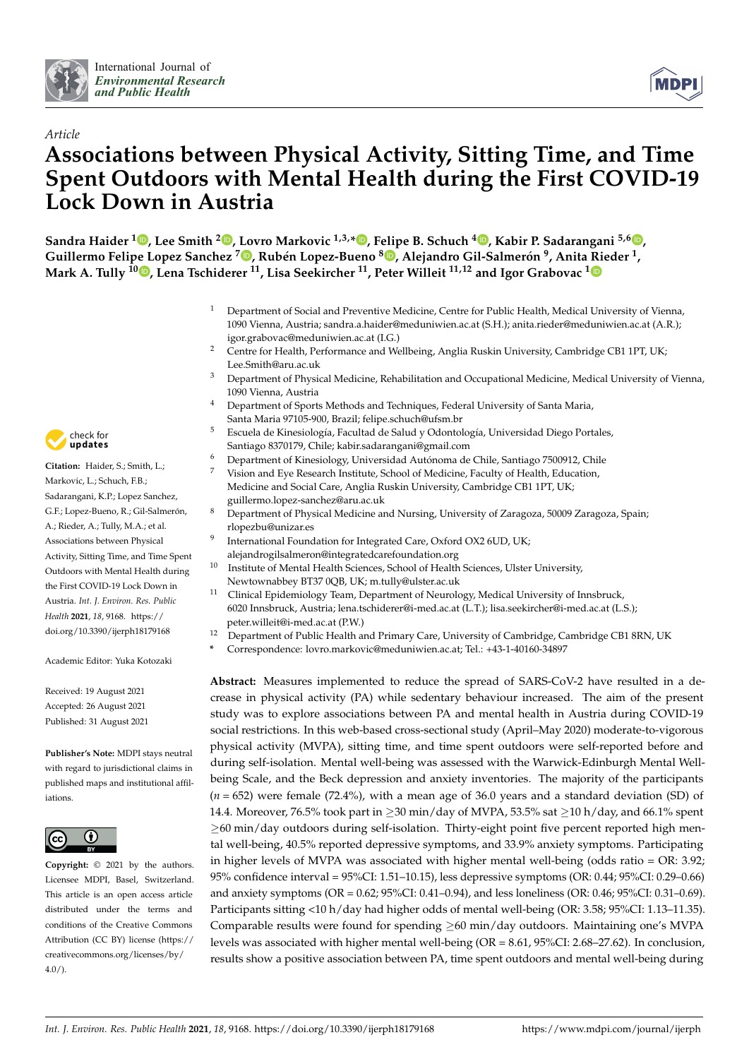*Article*

# Associations between Physical Activity, Sitting Time, and Time Spent Outdoors with Mental Health during the First COVID-19 Lock Down in Austria

**Sandra Haider [1], Lee Smith [2], Lovro Markovic [1,3,*], Felipe B. Schuch [4], Kabir P. Sadarangani [5,6], Guillermo Felipe Lopez Sanchez [7], Rubén Lopez-Bueno [8], Alejandro Gil-Salmerón [9], Anita Rieder [1], Mark A. Tully [10], Lena Tschiderer [11], Lisa Seekircher [11], Peter Willeit [11,12] and Igor Grabovac [1]**

1. Department of Social and Preventive Medicine, Centre for Public Health, Medical University of Vienna, 1090 Vienna, Austria; sandra.a.haider@meduniwien.ac.at (S.H.); anita.rieder@meduniwien.ac.at (A.R.); igor.grabovac@meduniwien.ac.at (I.G.)
2. Centre for Health, Performance and Wellbeing, Anglia Ruskin University, Cambridge CB1 1PT, UK; Lee.Smith@aru.ac.uk
3. Department of Physical Medicine, Rehabilitation and Occupational Medicine, Medical University of Vienna, 1090 Vienna, Austria
4. Department of Sports Methods and Techniques, Federal University of Santa Maria, Santa Maria 97105-900, Brazil; felipe.schuch@ufsm.br
5. Escuela de Kinesiología, Facultad de Salud y Odontología, Universidad Diego Portales, Santiago 8370179, Chile; kabir.sadarangani@gmail.com
6. Department of Kinesiology, Universidad Autónoma de Chile, Santiago 7500912, Chile
7. Vision and Eye Research Institute, School of Medicine, Faculty of Health, Education, Medicine and Social Care, Anglia Ruskin University, Cambridge CB1 1PT, UK; guillermo.lopez-sanchez@aru.ac.uk
8. Department of Physical Medicine and Nursing, University of Zaragoza, 50009 Zaragoza, Spain; rlopezbu@unizar.es
9. International Foundation for Integrated Care, Oxford OX2 6UD, UK; alejandrogilsalmeron@integratedcarefoundation.org
10. Institute of Mental Health Sciences, School of Health Sciences, Ulster University, Newtownabbey BT37 0QB, UK; m.tully@ulster.ac.uk
11. Clinical Epidemiology Team, Department of Neurology, Medical University of Innsbruck, 6020 Innsbruck, Austria; lena.tschiderer@i-med.ac.at (L.T.); lisa.seekircher@i-med.ac.at (L.S.); peter.willeit@i-med.ac.at (P.W.)
12. Department of Public Health and Primary Care, University of Cambridge, Cambridge CB1 8RN, UK

\* Correspondence: lovro.markovic@meduniwien.ac.at; Tel.: +43-1-40160-34897

**Citation:** Haider, S.; Smith, L.; Markovic, L.; Schuch, F.B.; Sadarangani, K.P.; Lopez Sanchez, G.F.; Lopez-Bueno, R.; Gil-Salmerón, A.; Rieder, A.; Tully, M.A.; et al. Associations between Physical Activity, Sitting Time, and Time Spent Outdoors with Mental Health during the First COVID-19 Lock Down in Austria. *Int. J. Environ. Res. Public Health* **2021**, *18*, 9168. https://doi.org/10.3390/ijerph18179168

Academic Editor: Yuka Kotozaki

Received: 19 August 2021
Accepted: 26 August 2021
Published: 31 August 2021

**Publisher's Note:** MDPI stays neutral with regard to jurisdictional claims in published maps and institutional affiliations.

**Copyright:** © 2021 by the authors. Licensee MDPI, Basel, Switzerland. This article is an open access article distributed under the terms and conditions of the Creative Commons Attribution (CC BY) license (https://creativecommons.org/licenses/by/4.0/).

**Abstract:** Measures implemented to reduce the spread of SARS-CoV-2 have resulted in a decrease in physical activity (PA) while sedentary behaviour increased. The aim of the present study was to explore associations between PA and mental health in Austria during COVID-19 social restrictions. In this web-based cross-sectional study (April–May 2020) moderate-to-vigorous physical activity (MVPA), sitting time, and time spent outdoors were self-reported before and during self-isolation. Mental well-being was assessed with the Warwick-Edinburgh Mental Well-being Scale, and the Beck depression and anxiety inventories. The majority of the participants ($n$ = 652) were female (72.4%), with a mean age of 36.0 years and a standard deviation (SD) of 14.4. Moreover, 76.5% took part in $\geq$30 min/day of MVPA, 53.5% sat $\geq$10 h/day, and 66.1% spent $\geq$60 min/day outdoors during self-isolation. Thirty-eight point five percent reported high mental well-being, 40.5% reported depressive symptoms, and 33.9% anxiety symptoms. Participating in higher levels of MVPA was associated with higher mental well-being (odds ratio = OR: 3.92; 95% confidence interval = 95%CI: 1.51–10.15), less depressive symptoms (OR: 0.44; 95%CI: 0.29–0.66) and anxiety symptoms (OR = 0.62; 95%CI: 0.41–0.94), and less loneliness (OR: 0.46; 95%CI: 0.31–0.69). Participants sitting <10 h/day had higher odds of mental well-being (OR: 3.58; 95%CI: 1.13–11.35). Comparable results were found for spending $\geq$60 min/day outdoors. Maintaining one's MVPA levels was associated with higher mental well-being (OR = 8.61, 95%CI: 2.68–27.62). In conclusion, results show a positive association between PA, time spent outdoors and mental well-being during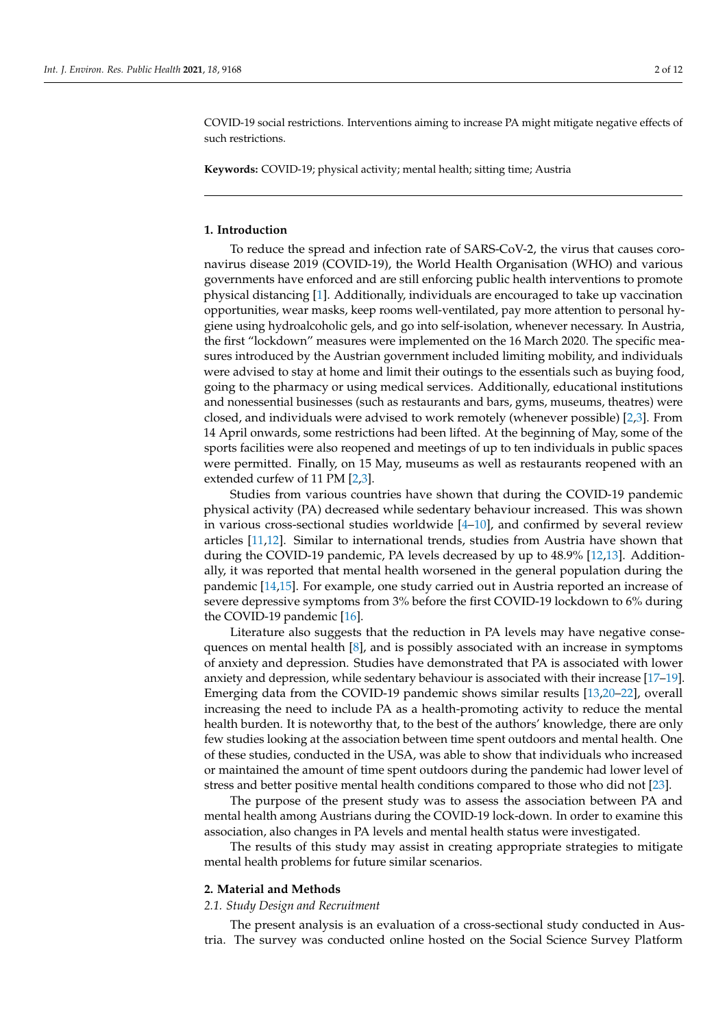COVID-19 social restrictions. Interventions aiming to increase PA might mitigate negative effects of such restrictions.

**Keywords:** COVID-19; physical activity; mental health; sitting time; Austria

## 1. Introduction

To reduce the spread and infection rate of SARS-CoV-2, the virus that causes coronavirus disease 2019 (COVID-19), the World Health Organisation (WHO) and various governments have enforced and are still enforcing public health interventions to promote physical distancing [1]. Additionally, individuals are encouraged to take up vaccination opportunities, wear masks, keep rooms well-ventilated, pay more attention to personal hygiene using hydroalcoholic gels, and go into self-isolation, whenever necessary. In Austria, the first "lockdown" measures were implemented on the 16 March 2020. The specific measures introduced by the Austrian government included limiting mobility, and individuals were advised to stay at home and limit their outings to the essentials such as buying food, going to the pharmacy or using medical services. Additionally, educational institutions and nonessential businesses (such as restaurants and bars, gyms, museums, theatres) were closed, and individuals were advised to work remotely (whenever possible) [2,3]. From 14 April onwards, some restrictions had been lifted. At the beginning of May, some of the sports facilities were also reopened and meetings of up to ten individuals in public spaces were permitted. Finally, on 15 May, museums as well as restaurants reopened with an extended curfew of 11 PM [2,3].

Studies from various countries have shown that during the COVID-19 pandemic physical activity (PA) decreased while sedentary behaviour increased. This was shown in various cross-sectional studies worldwide [4–10], and confirmed by several review articles [11,12]. Similar to international trends, studies from Austria have shown that during the COVID-19 pandemic, PA levels decreased by up to 48.9% [12,13]. Additionally, it was reported that mental health worsened in the general population during the pandemic [14,15]. For example, one study carried out in Austria reported an increase of severe depressive symptoms from 3% before the first COVID-19 lockdown to 6% during the COVID-19 pandemic [16].

Literature also suggests that the reduction in PA levels may have negative consequences on mental health [8], and is possibly associated with an increase in symptoms of anxiety and depression. Studies have demonstrated that PA is associated with lower anxiety and depression, while sedentary behaviour is associated with their increase [17–19]. Emerging data from the COVID-19 pandemic shows similar results [13,20–22], overall increasing the need to include PA as a health-promoting activity to reduce the mental health burden. It is noteworthy that, to the best of the authors' knowledge, there are only few studies looking at the association between time spent outdoors and mental health. One of these studies, conducted in the USA, was able to show that individuals who increased or maintained the amount of time spent outdoors during the pandemic had lower level of stress and better positive mental health conditions compared to those who did not [23].

The purpose of the present study was to assess the association between PA and mental health among Austrians during the COVID-19 lock-down. In order to examine this association, also changes in PA levels and mental health status were investigated.

The results of this study may assist in creating appropriate strategies to mitigate mental health problems for future similar scenarios.

## 2. Material and Methods

### *2.1. Study Design and Recruitment*

The present analysis is an evaluation of a cross-sectional study conducted in Austria. The survey was conducted online hosted on the Social Science Survey Platform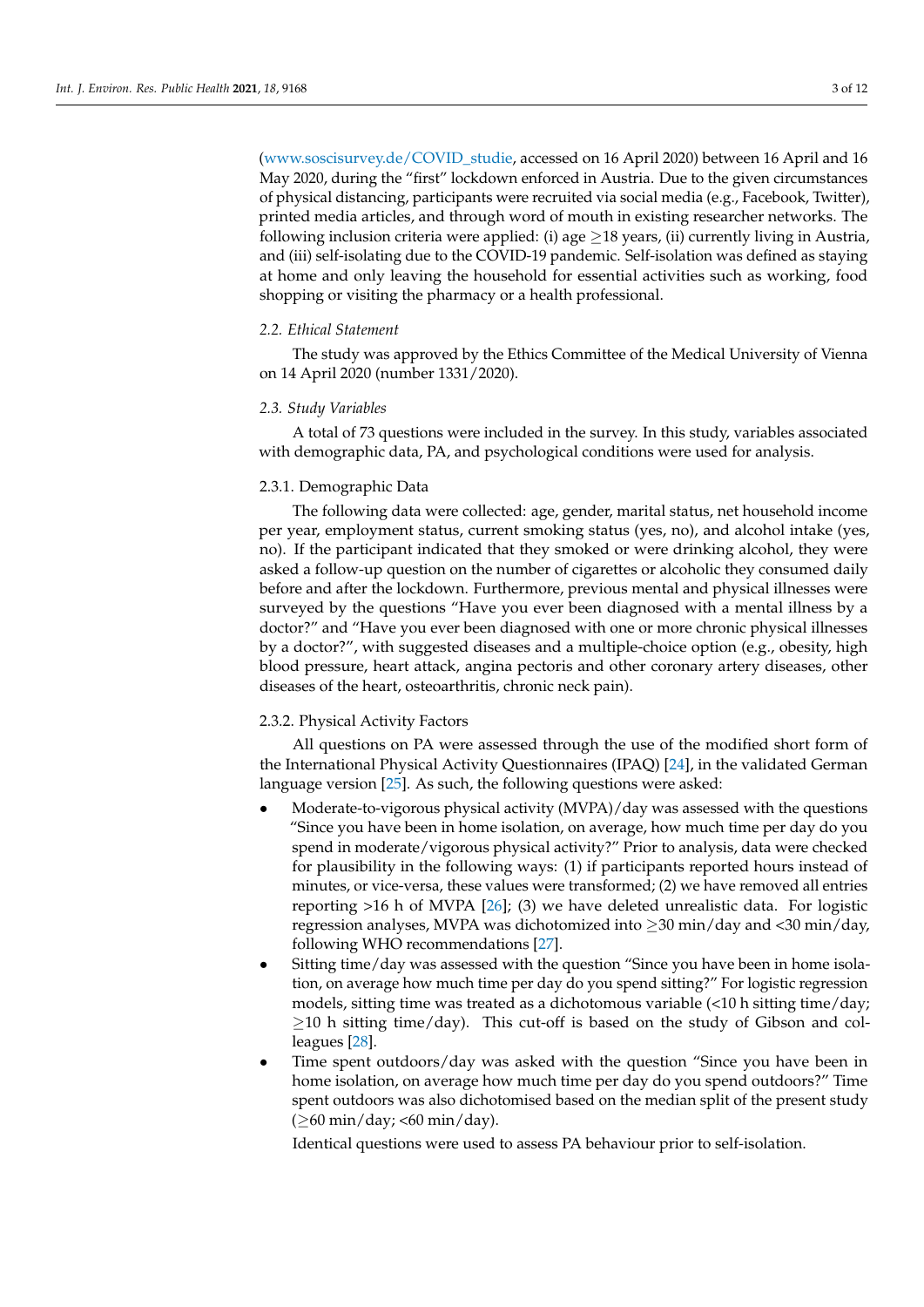(www.soscisurvey.de/COVID_studie, accessed on 16 April 2020) between 16 April and 16 May 2020, during the "first" lockdown enforced in Austria. Due to the given circumstances of physical distancing, participants were recruited via social media (e.g., Facebook, Twitter), printed media articles, and through word of mouth in existing researcher networks. The following inclusion criteria were applied: (i) age ≥18 years, (ii) currently living in Austria, and (iii) self-isolating due to the COVID-19 pandemic. Self-isolation was defined as staying at home and only leaving the household for essential activities such as working, food shopping or visiting the pharmacy or a health professional.

### 2.2. Ethical Statement

The study was approved by the Ethics Committee of the Medical University of Vienna on 14 April 2020 (number 1331/2020).

### 2.3. Study Variables

A total of 73 questions were included in the survey. In this study, variables associated with demographic data, PA, and psychological conditions were used for analysis.

#### 2.3.1. Demographic Data

The following data were collected: age, gender, marital status, net household income per year, employment status, current smoking status (yes, no), and alcohol intake (yes, no). If the participant indicated that they smoked or were drinking alcohol, they were asked a follow-up question on the number of cigarettes or alcoholic they consumed daily before and after the lockdown. Furthermore, previous mental and physical illnesses were surveyed by the questions "Have you ever been diagnosed with a mental illness by a doctor?" and "Have you ever been diagnosed with one or more chronic physical illnesses by a doctor?", with suggested diseases and a multiple-choice option (e.g., obesity, high blood pressure, heart attack, angina pectoris and other coronary artery diseases, other diseases of the heart, osteoarthritis, chronic neck pain).

#### 2.3.2. Physical Activity Factors

All questions on PA were assessed through the use of the modified short form of the International Physical Activity Questionnaires (IPAQ) [24], in the validated German language version [25]. As such, the following questions were asked:

- Moderate-to-vigorous physical activity (MVPA)/day was assessed with the questions "Since you have been in home isolation, on average, how much time per day do you spend in moderate/vigorous physical activity?" Prior to analysis, data were checked for plausibility in the following ways: (1) if participants reported hours instead of minutes, or vice-versa, these values were transformed; (2) we have removed all entries reporting >16 h of MVPA [26]; (3) we have deleted unrealistic data. For logistic regression analyses, MVPA was dichotomized into ≥30 min/day and <30 min/day, following WHO recommendations [27].
- Sitting time/day was assessed with the question "Since you have been in home isolation, on average how much time per day do you spend sitting?" For logistic regression models, sitting time was treated as a dichotomous variable (<10 h sitting time/day; ≥10 h sitting time/day). This cut-off is based on the study of Gibson and colleagues [28].
- Time spent outdoors/day was asked with the question "Since you have been in home isolation, on average how much time per day do you spend outdoors?" Time spent outdoors was also dichotomised based on the median split of the present study (≥60 min/day; <60 min/day).

  Identical questions were used to assess PA behaviour prior to self-isolation.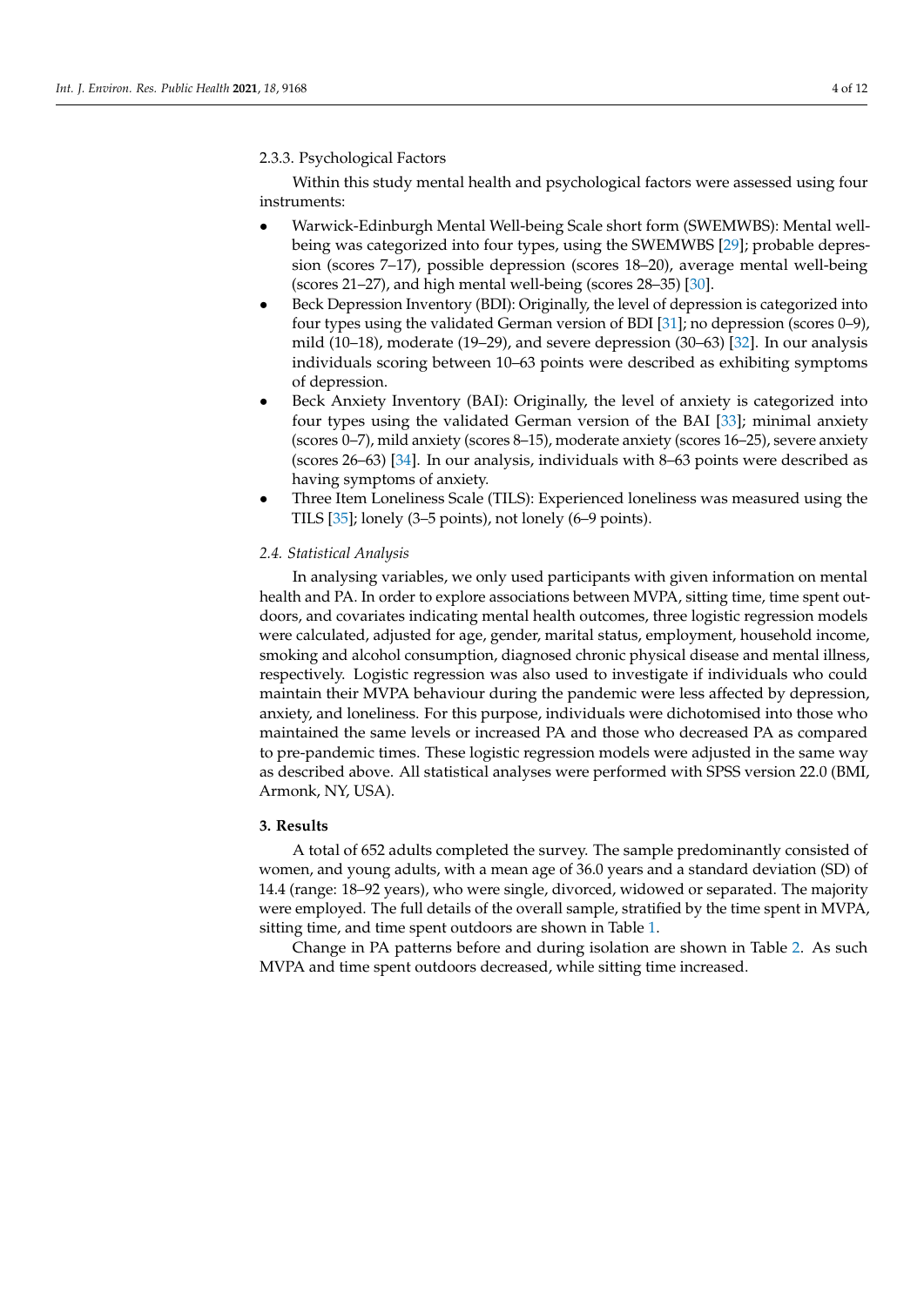#### 2.3.3. Psychological Factors

Within this study mental health and psychological factors were assessed using four instruments:

- Warwick-Edinburgh Mental Well-being Scale short form (SWEMWBS): Mental well-being was categorized into four types, using the SWEMWBS [29]; probable depression (scores 7–17), possible depression (scores 18–20), average mental well-being (scores 21–27), and high mental well-being (scores 28–35) [30].
- Beck Depression Inventory (BDI): Originally, the level of depression is categorized into four types using the validated German version of BDI [31]; no depression (scores 0–9), mild (10–18), moderate (19–29), and severe depression (30–63) [32]. In our analysis individuals scoring between 10–63 points were described as exhibiting symptoms of depression.
- Beck Anxiety Inventory (BAI): Originally, the level of anxiety is categorized into four types using the validated German version of the BAI [33]; minimal anxiety (scores 0–7), mild anxiety (scores 8–15), moderate anxiety (scores 16–25), severe anxiety (scores 26–63) [34]. In our analysis, individuals with 8–63 points were described as having symptoms of anxiety.
- Three Item Loneliness Scale (TILS): Experienced loneliness was measured using the TILS [35]; lonely (3–5 points), not lonely (6–9 points).

### *2.4. Statistical Analysis*

In analysing variables, we only used participants with given information on mental health and PA. In order to explore associations between MVPA, sitting time, time spent outdoors, and covariates indicating mental health outcomes, three logistic regression models were calculated, adjusted for age, gender, marital status, employment, household income, smoking and alcohol consumption, diagnosed chronic physical disease and mental illness, respectively. Logistic regression was also used to investigate if individuals who could maintain their MVPA behaviour during the pandemic were less affected by depression, anxiety, and loneliness. For this purpose, individuals were dichotomised into those who maintained the same levels or increased PA and those who decreased PA as compared to pre-pandemic times. These logistic regression models were adjusted in the same way as described above. All statistical analyses were performed with SPSS version 22.0 (BMI, Armonk, NY, USA).

## **3. Results**

A total of 652 adults completed the survey. The sample predominantly consisted of women, and young adults, with a mean age of 36.0 years and a standard deviation (SD) of 14.4 (range: 18–92 years), who were single, divorced, widowed or separated. The majority were employed. The full details of the overall sample, stratified by the time spent in MVPA, sitting time, and time spent outdoors are shown in Table 1.

Change in PA patterns before and during isolation are shown in Table 2. As such MVPA and time spent outdoors decreased, while sitting time increased.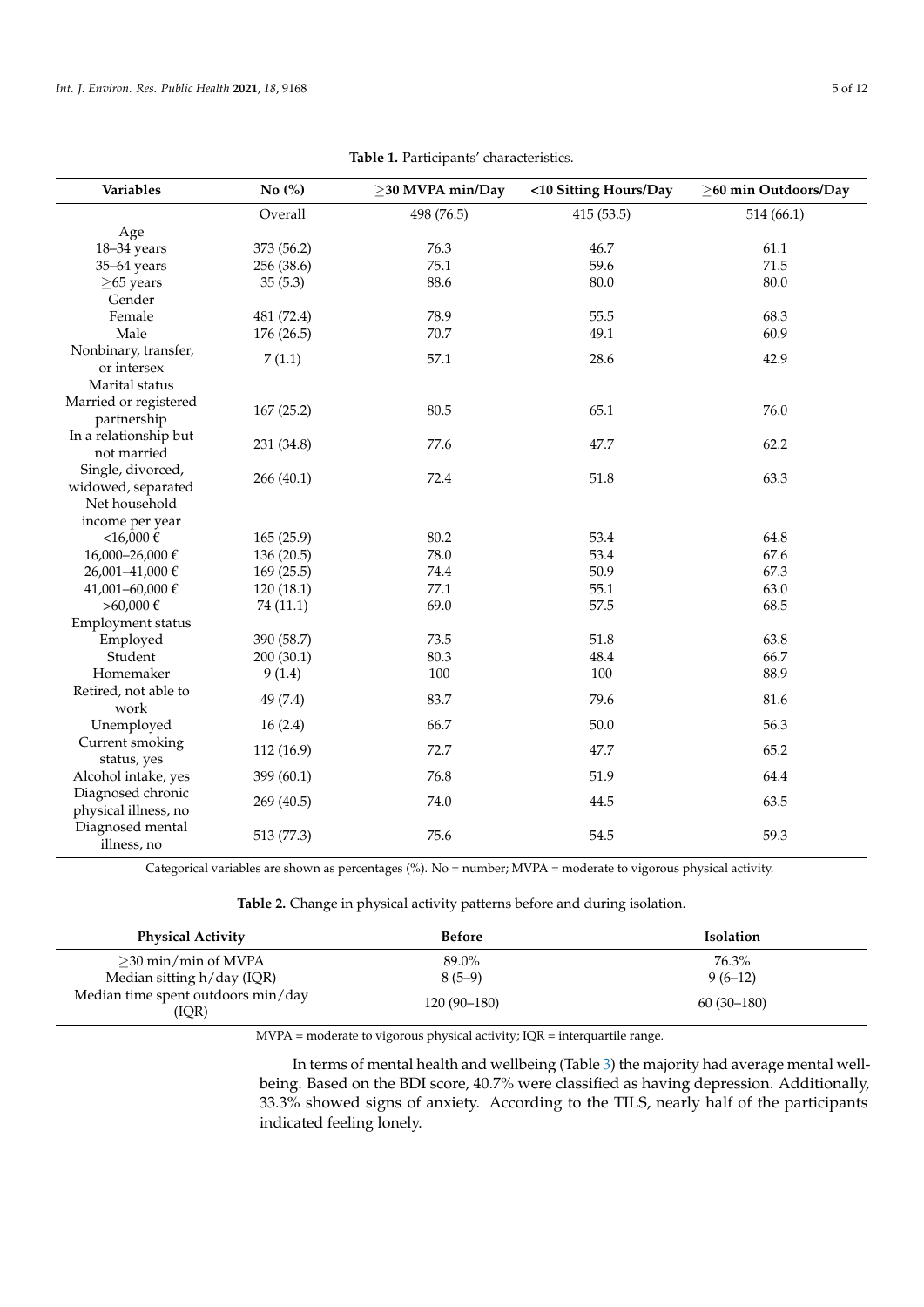**Table 1.** Participants' characteristics.

| Variables | No (%) | ≥30 MVPA min/Day | <10 Sitting Hours/Day | ≥60 min Outdoors/Day |
|---|---|---|---|---|
| | Overall | 498 (76.5) | 415 (53.5) | 514 (66.1) |
| Age | | | | |
| 18–34 years | 373 (56.2) | 76.3 | 46.7 | 61.1 |
| 35–64 years | 256 (38.6) | 75.1 | 59.6 | 71.5 |
| ≥65 years | 35 (5.3) | 88.6 | 80.0 | 80.0 |
| Gender | | | | |
| Female | 481 (72.4) | 78.9 | 55.5 | 68.3 |
| Male | 176 (26.5) | 70.7 | 49.1 | 60.9 |
| Nonbinary, transfer, or intersex | 7 (1.1) | 57.1 | 28.6 | 42.9 |
| Marital status | | | | |
| Married or registered partnership | 167 (25.2) | 80.5 | 65.1 | 76.0 |
| In a relationship but not married | 231 (34.8) | 77.6 | 47.7 | 62.2 |
| Single, divorced, widowed, separated | 266 (40.1) | 72.4 | 51.8 | 63.3 |
| Net household income per year | | | | |
| <16,000 € | 165 (25.9) | 80.2 | 53.4 | 64.8 |
| 16,000–26,000 € | 136 (20.5) | 78.0 | 53.4 | 67.6 |
| 26,001–41,000 € | 169 (25.5) | 74.4 | 50.9 | 67.3 |
| 41,001–60,000 € | 120 (18.1) | 77.1 | 55.1 | 63.0 |
| >60,000 € | 74 (11.1) | 69.0 | 57.5 | 68.5 |
| Employment status | | | | |
| Employed | 390 (58.7) | 73.5 | 51.8 | 63.8 |
| Student | 200 (30.1) | 80.3 | 48.4 | 66.7 |
| Homemaker | 9 (1.4) | 100 | 100 | 88.9 |
| Retired, not able to work | 49 (7.4) | 83.7 | 79.6 | 81.6 |
| Unemployed | 16 (2.4) | 66.7 | 50.0 | 56.3 |
| Current smoking status, yes | 112 (16.9) | 72.7 | 47.7 | 65.2 |
| Alcohol intake, yes | 399 (60.1) | 76.8 | 51.9 | 64.4 |
| Diagnosed chronic physical illness, no | 269 (40.5) | 74.0 | 44.5 | 63.5 |
| Diagnosed mental illness, no | 513 (77.3) | 75.6 | 54.5 | 59.3 |

Categorical variables are shown as percentages (%). No = number; MVPA = moderate to vigorous physical activity.

**Table 2.** Change in physical activity patterns before and during isolation.

| Physical Activity | Before | Isolation |
|---|---|---|
| ≥30 min/min of MVPA | 89.0% | 76.3% |
| Median sitting h/day (IQR) | 8 (5–9) | 9 (6–12) |
| Median time spent outdoors min/day (IQR) | 120 (90–180) | 60 (30–180) |

MVPA = moderate to vigorous physical activity; IQR = interquartile range.

In terms of mental health and wellbeing (Table 3) the majority had average mental wellbeing. Based on the BDI score, 40.7% were classified as having depression. Additionally, 33.3% showed signs of anxiety. According to the TILS, nearly half of the participants indicated feeling lonely.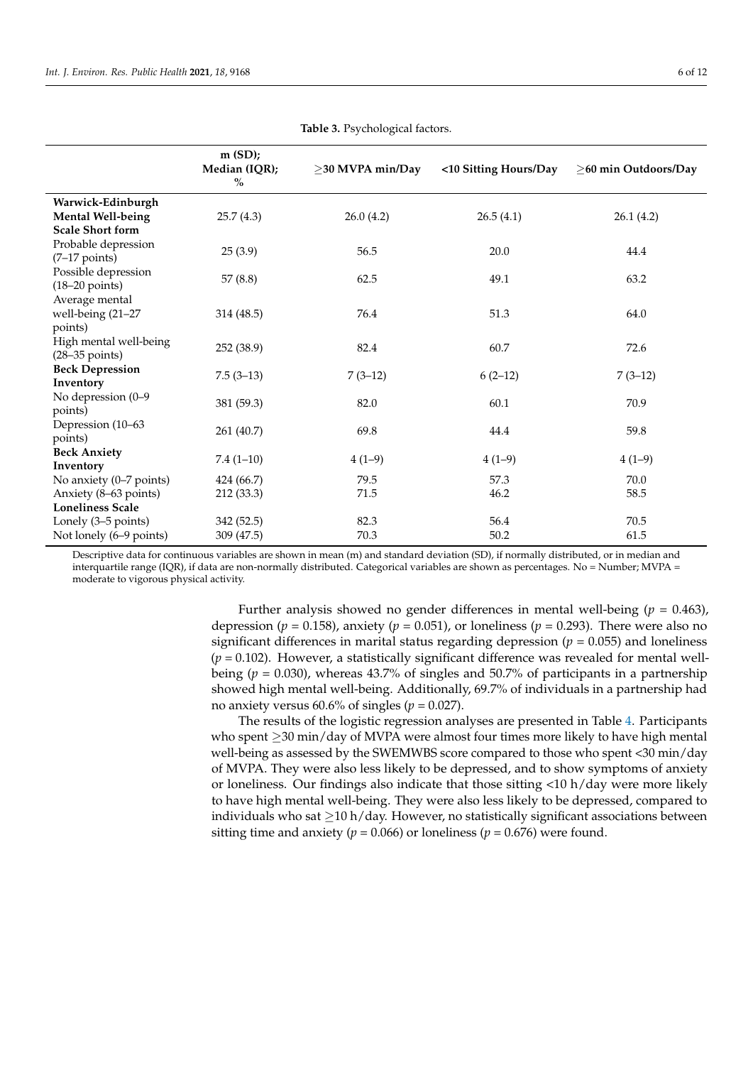**Table 3.** Psychological factors.

| | m (SD); Median (IQR); % | $\geq$30 MVPA min/Day | <10 Sitting Hours/Day | $\geq$60 min Outdoors/Day |
|---|---|---|---|---|
| **Warwick-Edinburgh Mental Well-being Scale Short form** | 25.7 (4.3) | 26.0 (4.2) | 26.5 (4.1) | 26.1 (4.2) |
| Probable depression (7–17 points) | 25 (3.9) | 56.5 | 20.0 | 44.4 |
| Possible depression (18–20 points) | 57 (8.8) | 62.5 | 49.1 | 63.2 |
| Average mental well-being (21–27 points) | 314 (48.5) | 76.4 | 51.3 | 64.0 |
| High mental well-being (28–35 points) | 252 (38.9) | 82.4 | 60.7 | 72.6 |
| **Beck Depression Inventory** | 7.5 (3–13) | 7 (3–12) | 6 (2–12) | 7 (3–12) |
| No depression (0–9 points) | 381 (59.3) | 82.0 | 60.1 | 70.9 |
| Depression (10–63 points) | 261 (40.7) | 69.8 | 44.4 | 59.8 |
| **Beck Anxiety Inventory** | 7.4 (1–10) | 4 (1–9) | 4 (1–9) | 4 (1–9) |
| No anxiety (0–7 points) | 424 (66.7) | 79.5 | 57.3 | 70.0 |
| Anxiety (8–63 points) | 212 (33.3) | 71.5 | 46.2 | 58.5 |
| **Loneliness Scale** | | | | |
| Lonely (3–5 points) | 342 (52.5) | 82.3 | 56.4 | 70.5 |
| Not lonely (6–9 points) | 309 (47.5) | 70.3 | 50.2 | 61.5 |

Descriptive data for continuous variables are shown in mean (m) and standard deviation (SD), if normally distributed, or in median and interquartile range (IQR), if data are non-normally distributed. Categorical variables are shown as percentages. No = Number; MVPA = moderate to vigorous physical activity.

Further analysis showed no gender differences in mental well-being ($p$ = 0.463), depression ($p$ = 0.158), anxiety ($p$ = 0.051), or loneliness ($p$ = 0.293). There were also no significant differences in marital status regarding depression ($p$ = 0.055) and loneliness ($p$ = 0.102). However, a statistically significant difference was revealed for mental well-being ($p$ = 0.030), whereas 43.7% of singles and 50.7% of participants in a partnership showed high mental well-being. Additionally, 69.7% of individuals in a partnership had no anxiety versus 60.6% of singles ($p$ = 0.027).

The results of the logistic regression analyses are presented in Table 4. Participants who spent $\geq$30 min/day of MVPA were almost four times more likely to have high mental well-being as assessed by the SWEMWBS score compared to those who spent <30 min/day of MVPA. They were also less likely to be depressed, and to show symptoms of anxiety or loneliness. Our findings also indicate that those sitting <10 h/day were more likely to have high mental well-being. They were also less likely to be depressed, compared to individuals who sat $\geq$10 h/day. However, no statistically significant associations between sitting time and anxiety ($p$ = 0.066) or loneliness ($p$ = 0.676) were found.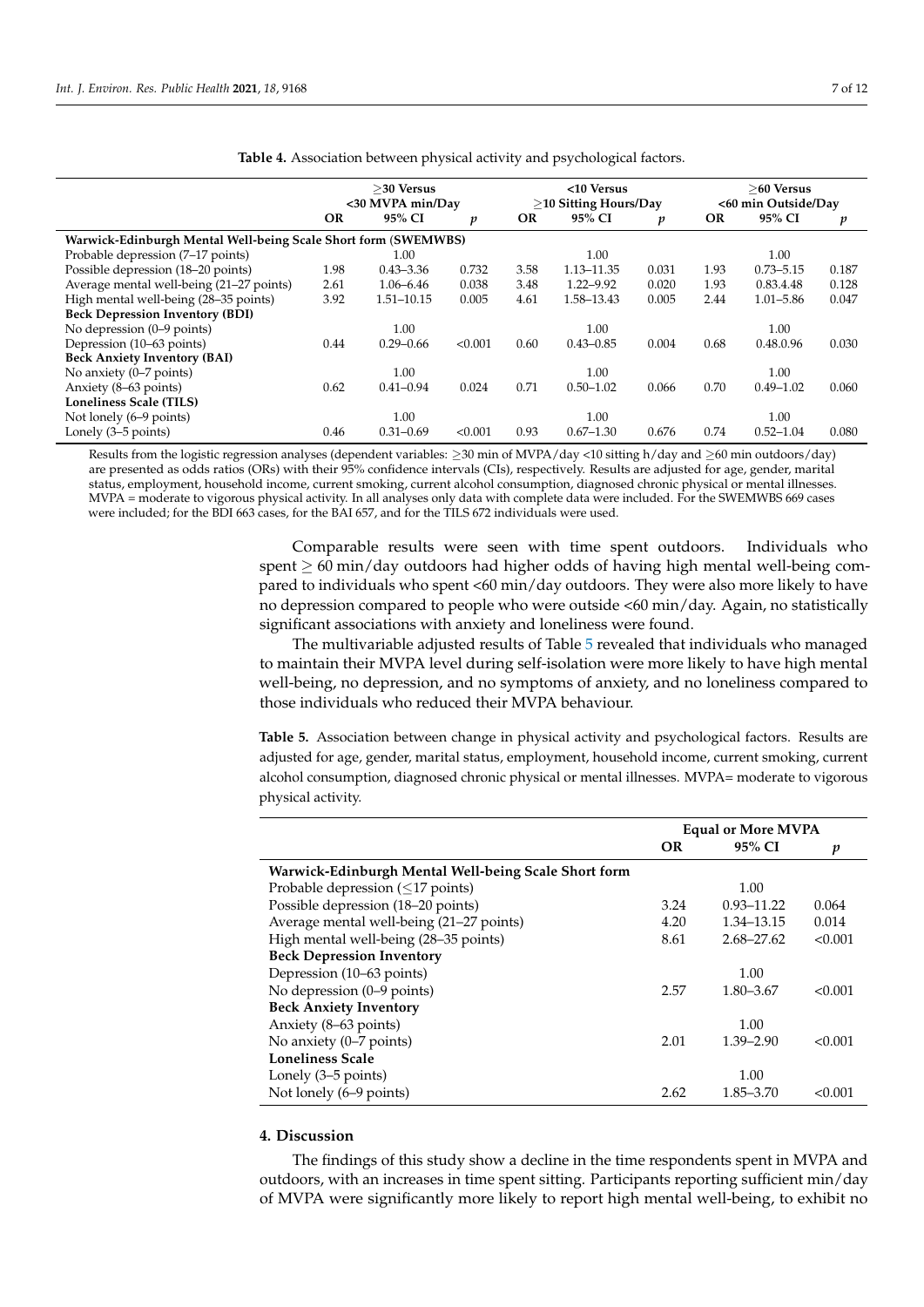**Table 4.** Association between physical activity and psychological factors.

| | ≥30 Versus <30 MVPA min/Day | | | <10 Versus ≥10 Sitting Hours/Day | | | ≥60 Versus <60 min Outside/Day | | |
|---|---|---|---|---|---|---|---|---|---|
| | OR | 95% CI | *p* | OR | 95% CI | *p* | OR | 95% CI | *p* |
| **Warwick-Edinburgh Mental Well-being Scale Short form (SWEMWBS)** | | | | | | | | | |
| Probable depression (7–17 points) | | 1.00 | | | 1.00 | | | 1.00 | |
| Possible depression (18–20 points) | 1.98 | 0.43–3.36 | 0.732 | 3.58 | 1.13–11.35 | 0.031 | 1.93 | 0.73–5.15 | 0.187 |
| Average mental well-being (21–27 points) | 2.61 | 1.06–6.46 | 0.038 | 3.48 | 1.22–9.92 | 0.020 | 1.93 | 0.83.4.48 | 0.128 |
| High mental well-being (28–35 points) | 3.92 | 1.51–10.15 | 0.005 | 4.61 | 1.58–13.43 | 0.005 | 2.44 | 1.01–5.86 | 0.047 |
| **Beck Depression Inventory (BDI)** | | | | | | | | | |
| No depression (0–9 points) | | 1.00 | | | 1.00 | | | 1.00 | |
| Depression (10–63 points) | 0.44 | 0.29–0.66 | <0.001 | 0.60 | 0.43–0.85 | 0.004 | 0.68 | 0.48.0.96 | 0.030 |
| **Beck Anxiety Inventory (BAI)** | | | | | | | | | |
| No anxiety (0–7 points) | | 1.00 | | | 1.00 | | | 1.00 | |
| Anxiety (8–63 points) | 0.62 | 0.41–0.94 | 0.024 | 0.71 | 0.50–1.02 | 0.066 | 0.70 | 0.49–1.02 | 0.060 |
| **Loneliness Scale (TILS)** | | | | | | | | | |
| Not lonely (6–9 points) | | 1.00 | | | 1.00 | | | 1.00 | |
| Lonely (3–5 points) | 0.46 | 0.31–0.69 | <0.001 | 0.93 | 0.67–1.30 | 0.676 | 0.74 | 0.52–1.04 | 0.080 |

Results from the logistic regression analyses (dependent variables: ≥30 min of MVPA/day <10 sitting h/day and ≥60 min outdoors/day) are presented as odds ratios (ORs) with their 95% confidence intervals (CIs), respectively. Results are adjusted for age, gender, marital status, employment, household income, current smoking, current alcohol consumption, diagnosed chronic physical or mental illnesses. MVPA = moderate to vigorous physical activity. In all analyses only data with complete data were included. For the SWEMWBS 669 cases were included; for the BDI 663 cases, for the BAI 657, and for the TILS 672 individuals were used.

Comparable results were seen with time spent outdoors. Individuals who spent ≥ 60 min/day outdoors had higher odds of having high mental well-being compared to individuals who spent <60 min/day outdoors. They were also more likely to have no depression compared to people who were outside <60 min/day. Again, no statistically significant associations with anxiety and loneliness were found.

The multivariable adjusted results of Table 5 revealed that individuals who managed to maintain their MVPA level during self-isolation were more likely to have high mental well-being, no depression, and no symptoms of anxiety, and no loneliness compared to those individuals who reduced their MVPA behaviour.

**Table 5.** Association between change in physical activity and psychological factors. Results are adjusted for age, gender, marital status, employment, household income, current smoking, current alcohol consumption, diagnosed chronic physical or mental illnesses. MVPA= moderate to vigorous physical activity.

| | Equal or More MVPA | | |
|---|---|---|---|
| | OR | 95% CI | *p* |
| **Warwick-Edinburgh Mental Well-being Scale Short form** | | | |
| Probable depression (≤17 points) | | 1.00 | |
| Possible depression (18–20 points) | 3.24 | 0.93–11.22 | 0.064 |
| Average mental well-being (21–27 points) | 4.20 | 1.34–13.15 | 0.014 |
| High mental well-being (28–35 points) | 8.61 | 2.68–27.62 | <0.001 |
| **Beck Depression Inventory** | | | |
| Depression (10–63 points) | | 1.00 | |
| No depression (0–9 points) | 2.57 | 1.80–3.67 | <0.001 |
| **Beck Anxiety Inventory** | | | |
| Anxiety (8–63 points) | | 1.00 | |
| No anxiety (0–7 points) | 2.01 | 1.39–2.90 | <0.001 |
| **Loneliness Scale** | | | |
| Lonely (3–5 points) | | 1.00 | |
| Not lonely (6–9 points) | 2.62 | 1.85–3.70 | <0.001 |

## 4. Discussion

The findings of this study show a decline in the time respondents spent in MVPA and outdoors, with an increases in time spent sitting. Participants reporting sufficient min/day of MVPA were significantly more likely to report high mental well-being, to exhibit no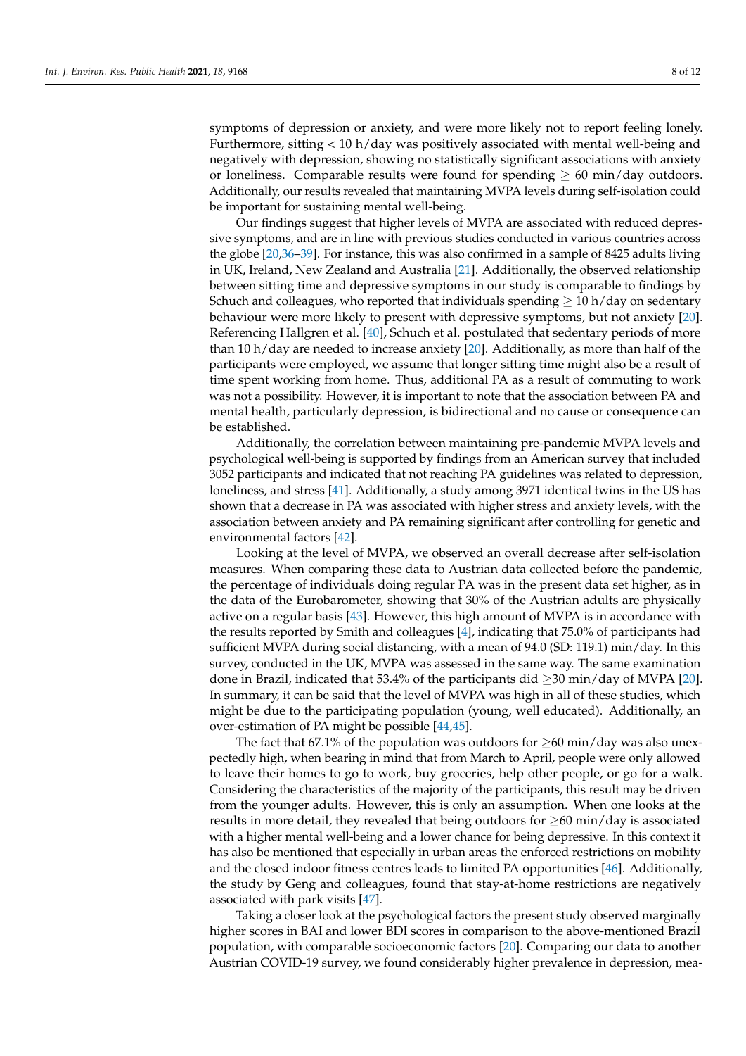symptoms of depression or anxiety, and were more likely not to report feeling lonely. Furthermore, sitting < 10 h/day was positively associated with mental well-being and negatively with depression, showing no statistically significant associations with anxiety or loneliness. Comparable results were found for spending $\geq$ 60 min/day outdoors. Additionally, our results revealed that maintaining MVPA levels during self-isolation could be important for sustaining mental well-being.

Our findings suggest that higher levels of MVPA are associated with reduced depressive symptoms, and are in line with previous studies conducted in various countries across the globe [20,36–39]. For instance, this was also confirmed in a sample of 8425 adults living in UK, Ireland, New Zealand and Australia [21]. Additionally, the observed relationship between sitting time and depressive symptoms in our study is comparable to findings by Schuch and colleagues, who reported that individuals spending $\geq$ 10 h/day on sedentary behaviour were more likely to present with depressive symptoms, but not anxiety [20]. Referencing Hallgren et al. [40], Schuch et al. postulated that sedentary periods of more than 10 h/day are needed to increase anxiety [20]. Additionally, as more than half of the participants were employed, we assume that longer sitting time might also be a result of time spent working from home. Thus, additional PA as a result of commuting to work was not a possibility. However, it is important to note that the association between PA and mental health, particularly depression, is bidirectional and no cause or consequence can be established.

Additionally, the correlation between maintaining pre-pandemic MVPA levels and psychological well-being is supported by findings from an American survey that included 3052 participants and indicated that not reaching PA guidelines was related to depression, loneliness, and stress [41]. Additionally, a study among 3971 identical twins in the US has shown that a decrease in PA was associated with higher stress and anxiety levels, with the association between anxiety and PA remaining significant after controlling for genetic and environmental factors [42].

Looking at the level of MVPA, we observed an overall decrease after self-isolation measures. When comparing these data to Austrian data collected before the pandemic, the percentage of individuals doing regular PA was in the present data set higher, as in the data of the Eurobarometer, showing that 30% of the Austrian adults are physically active on a regular basis [43]. However, this high amount of MVPA is in accordance with the results reported by Smith and colleagues [4], indicating that 75.0% of participants had sufficient MVPA during social distancing, with a mean of 94.0 (SD: 119.1) min/day. In this survey, conducted in the UK, MVPA was assessed in the same way. The same examination done in Brazil, indicated that 53.4% of the participants did $\geq$30 min/day of MVPA [20]. In summary, it can be said that the level of MVPA was high in all of these studies, which might be due to the participating population (young, well educated). Additionally, an over-estimation of PA might be possible [44,45].

The fact that 67.1% of the population was outdoors for $\geq$60 min/day was also unexpectedly high, when bearing in mind that from March to April, people were only allowed to leave their homes to go to work, buy groceries, help other people, or go for a walk. Considering the characteristics of the majority of the participants, this result may be driven from the younger adults. However, this is only an assumption. When one looks at the results in more detail, they revealed that being outdoors for $\geq$60 min/day is associated with a higher mental well-being and a lower chance for being depressive. In this context it has also be mentioned that especially in urban areas the enforced restrictions on mobility and the closed indoor fitness centres leads to limited PA opportunities [46]. Additionally, the study by Geng and colleagues, found that stay-at-home restrictions are negatively associated with park visits [47].

Taking a closer look at the psychological factors the present study observed marginally higher scores in BAI and lower BDI scores in comparison to the above-mentioned Brazil population, with comparable socioeconomic factors [20]. Comparing our data to another Austrian COVID-19 survey, we found considerably higher prevalence in depression, mea-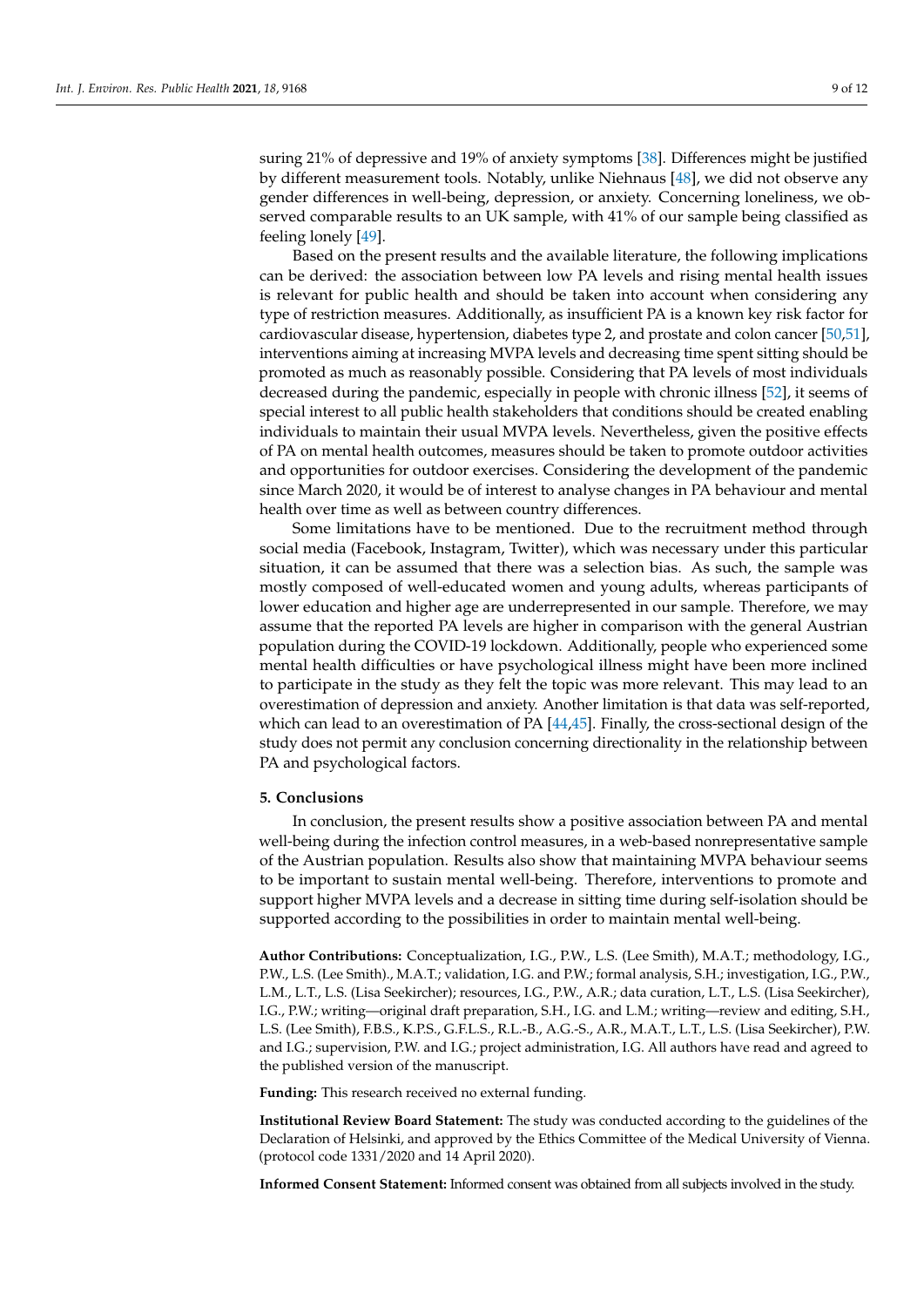suring 21% of depressive and 19% of anxiety symptoms [38]. Differences might be justified by different measurement tools. Notably, unlike Niehnaus [48], we did not observe any gender differences in well-being, depression, or anxiety. Concerning loneliness, we observed comparable results to an UK sample, with 41% of our sample being classified as feeling lonely [49].

Based on the present results and the available literature, the following implications can be derived: the association between low PA levels and rising mental health issues is relevant for public health and should be taken into account when considering any type of restriction measures. Additionally, as insufficient PA is a known key risk factor for cardiovascular disease, hypertension, diabetes type 2, and prostate and colon cancer [50,51], interventions aiming at increasing MVPA levels and decreasing time spent sitting should be promoted as much as reasonably possible. Considering that PA levels of most individuals decreased during the pandemic, especially in people with chronic illness [52], it seems of special interest to all public health stakeholders that conditions should be created enabling individuals to maintain their usual MVPA levels. Nevertheless, given the positive effects of PA on mental health outcomes, measures should be taken to promote outdoor activities and opportunities for outdoor exercises. Considering the development of the pandemic since March 2020, it would be of interest to analyse changes in PA behaviour and mental health over time as well as between country differences.

Some limitations have to be mentioned. Due to the recruitment method through social media (Facebook, Instagram, Twitter), which was necessary under this particular situation, it can be assumed that there was a selection bias. As such, the sample was mostly composed of well-educated women and young adults, whereas participants of lower education and higher age are underrepresented in our sample. Therefore, we may assume that the reported PA levels are higher in comparison with the general Austrian population during the COVID-19 lockdown. Additionally, people who experienced some mental health difficulties or have psychological illness might have been more inclined to participate in the study as they felt the topic was more relevant. This may lead to an overestimation of depression and anxiety. Another limitation is that data was self-reported, which can lead to an overestimation of PA [44,45]. Finally, the cross-sectional design of the study does not permit any conclusion concerning directionality in the relationship between PA and psychological factors.

## 5. Conclusions

In conclusion, the present results show a positive association between PA and mental well-being during the infection control measures, in a web-based nonrepresentative sample of the Austrian population. Results also show that maintaining MVPA behaviour seems to be important to sustain mental well-being. Therefore, interventions to promote and support higher MVPA levels and a decrease in sitting time during self-isolation should be supported according to the possibilities in order to maintain mental well-being.

**Author Contributions:** Conceptualization, I.G., P.W., L.S. (Lee Smith), M.A.T.; methodology, I.G., P.W., L.S. (Lee Smith)., M.A.T.; validation, I.G. and P.W.; formal analysis, S.H.; investigation, I.G., P.W., L.M., L.T., L.S. (Lisa Seekircher); resources, I.G., P.W., A.R.; data curation, L.T., L.S. (Lisa Seekircher), I.G., P.W.; writing—original draft preparation, S.H., I.G. and L.M.; writing—review and editing, S.H., L.S. (Lee Smith), F.B.S., K.P.S., G.F.L.S., R.L.-B., A.G.-S., A.R., M.A.T., L.T., L.S. (Lisa Seekircher), P.W. and I.G.; supervision, P.W. and I.G.; project administration, I.G. All authors have read and agreed to the published version of the manuscript.

**Funding:** This research received no external funding.

**Institutional Review Board Statement:** The study was conducted according to the guidelines of the Declaration of Helsinki, and approved by the Ethics Committee of the Medical University of Vienna. (protocol code 1331/2020 and 14 April 2020).

**Informed Consent Statement:** Informed consent was obtained from all subjects involved in the study.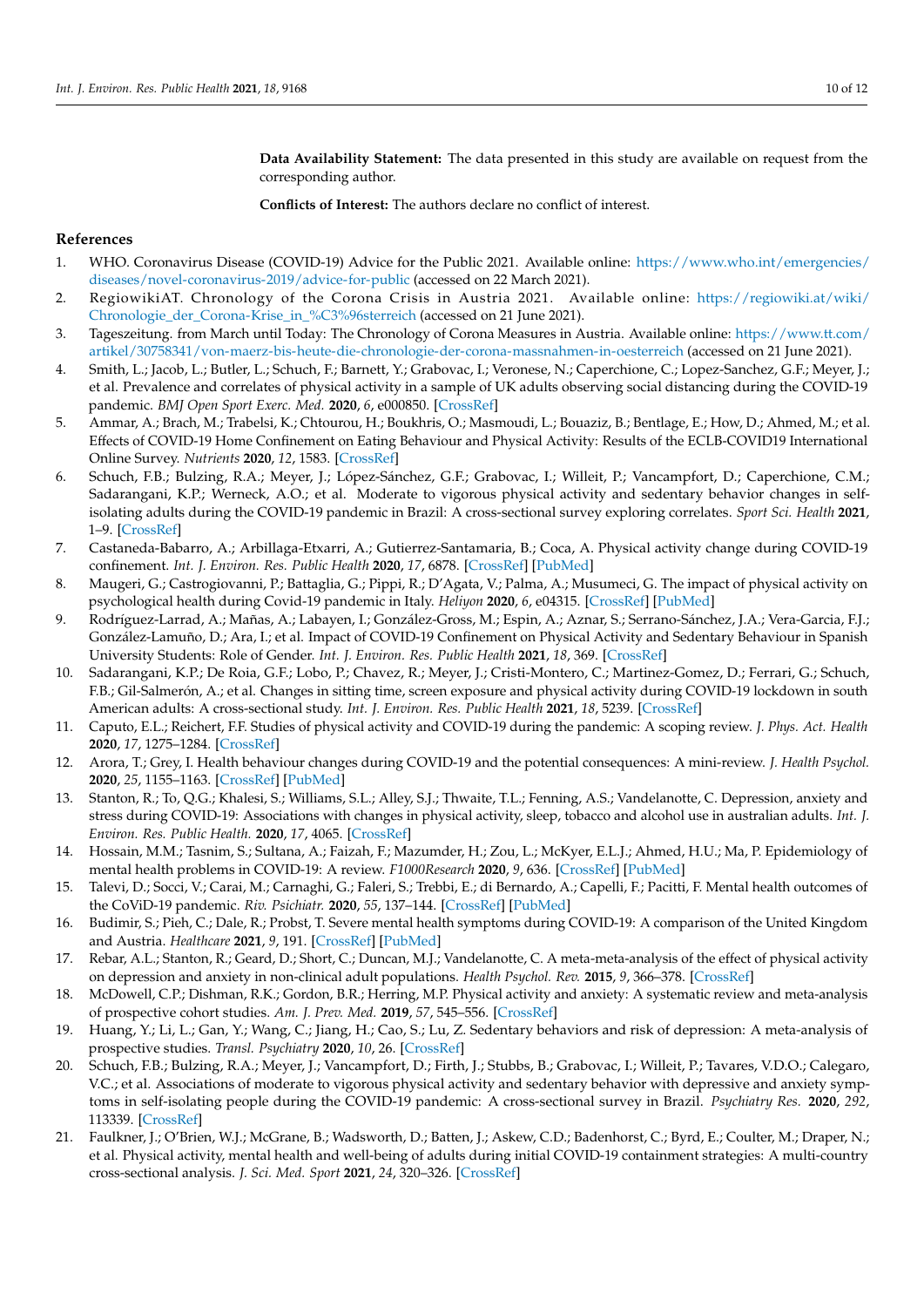**Data Availability Statement:** The data presented in this study are available on request from the corresponding author.

**Conflicts of Interest:** The authors declare no conflict of interest.

## References

1. WHO. Coronavirus Disease (COVID-19) Advice for the Public 2021. Available online: https://www.who.int/emergencies/diseases/novel-coronavirus-2019/advice-for-public (accessed on 22 March 2021).
2. RegiowikiAT. Chronology of the Corona Crisis in Austria 2021. Available online: https://regiowiki.at/wiki/Chronologie_der_Corona-Krise_in_%C3%96sterreich (accessed on 21 June 2021).
3. Tageszeitung. from March until Today: The Chronology of Corona Measures in Austria. Available online: https://www.tt.com/artikel/30758341/von-maerz-bis-heute-die-chronologie-der-corona-massnahmen-in-oesterreich (accessed on 21 June 2021).
4. Smith, L.; Jacob, L.; Butler, L.; Schuch, F.; Barnett, Y.; Grabovac, I.; Veronese, N.; Caperchione, C.; Lopez-Sanchez, G.F.; Meyer, J.; et al. Prevalence and correlates of physical activity in a sample of UK adults observing social distancing during the COVID-19 pandemic. *BMJ Open Sport Exerc. Med.* **2020**, *6*, e000850. [CrossRef]
5. Ammar, A.; Brach, M.; Trabelsi, K.; Chtourou, H.; Boukhris, O.; Masmoudi, L.; Bouaziz, B.; Bentlage, E.; How, D.; Ahmed, M.; et al. Effects of COVID-19 Home Confinement on Eating Behaviour and Physical Activity: Results of the ECLB-COVID19 International Online Survey. *Nutrients* **2020**, *12*, 1583. [CrossRef]
6. Schuch, F.B.; Bulzing, R.A.; Meyer, J.; López-Sánchez, G.F.; Grabovac, I.; Willeit, P.; Vancampfort, D.; Caperchione, C.M.; Sadarangani, K.P.; Werneck, A.O.; et al. Moderate to vigorous physical activity and sedentary behavior changes in self-isolating adults during the COVID-19 pandemic in Brazil: A cross-sectional survey exploring correlates. *Sport Sci. Health* **2021**, 1–9. [CrossRef]
7. Castaneda-Babarro, A.; Arbillaga-Etxarri, A.; Gutierrez-Santamaria, B.; Coca, A. Physical activity change during COVID-19 confinement. *Int. J. Environ. Res. Public Health* **2020**, *17*, 6878. [CrossRef] [PubMed]
8. Maugeri, G.; Castrogiovanni, P.; Battaglia, G.; Pippi, R.; D'Agata, V.; Palma, A.; Musumeci, G. The impact of physical activity on psychological health during Covid-19 pandemic in Italy. *Heliyon* **2020**, *6*, e04315. [CrossRef] [PubMed]
9. Rodríguez-Larrad, A.; Mañas, A.; Labayen, I.; González-Gross, M.; Espin, A.; Aznar, S.; Serrano-Sánchez, J.A.; Vera-Garcia, F.J.; González-Lamuño, D.; Ara, I.; et al. Impact of COVID-19 Confinement on Physical Activity and Sedentary Behaviour in Spanish University Students: Role of Gender. *Int. J. Environ. Res. Public Health* **2021**, *18*, 369. [CrossRef]
10. Sadarangani, K.P.; De Roia, G.F.; Lobo, P.; Chavez, R.; Meyer, J.; Cristi-Montero, C.; Martinez-Gomez, D.; Ferrari, G.; Schuch, F.B.; Gil-Salmerón, A.; et al. Changes in sitting time, screen exposure and physical activity during COVID-19 lockdown in south American adults: A cross-sectional study. *Int. J. Environ. Res. Public Health* **2021**, *18*, 5239. [CrossRef]
11. Caputo, E.L.; Reichert, F.F. Studies of physical activity and COVID-19 during the pandemic: A scoping review. *J. Phys. Act. Health* **2020**, *17*, 1275–1284. [CrossRef]
12. Arora, T.; Grey, I. Health behaviour changes during COVID-19 and the potential consequences: A mini-review. *J. Health Psychol.* **2020**, *25*, 1155–1163. [CrossRef] [PubMed]
13. Stanton, R.; To, Q.G.; Khalesi, S.; Williams, S.L.; Alley, S.J.; Thwaite, T.L.; Fenning, A.S.; Vandelanotte, C. Depression, anxiety and stress during COVID-19: Associations with changes in physical activity, sleep, tobacco and alcohol use in australian adults. *Int. J. Environ. Res. Public Health.* **2020**, *17*, 4065. [CrossRef]
14. Hossain, M.M.; Tasnim, S.; Sultana, A.; Faizah, F.; Mazumder, H.; Zou, L.; McKyer, E.L.J.; Ahmed, H.U.; Ma, P. Epidemiology of mental health problems in COVID-19: A review. *F1000Research* **2020**, *9*, 636. [CrossRef] [PubMed]
15. Talevi, D.; Socci, V.; Carai, M.; Carnaghi, G.; Faleri, S.; Trebbi, E.; di Bernardo, A.; Capelli, F.; Pacitti, F. Mental health outcomes of the CoViD-19 pandemic. *Riv. Psichiatr.* **2020**, *55*, 137–144. [CrossRef] [PubMed]
16. Budimir, S.; Pieh, C.; Dale, R.; Probst, T. Severe mental health symptoms during COVID-19: A comparison of the United Kingdom and Austria. *Healthcare* **2021**, *9*, 191. [CrossRef] [PubMed]
17. Rebar, A.L.; Stanton, R.; Geard, D.; Short, C.; Duncan, M.J.; Vandelanotte, C. A meta-meta-analysis of the effect of physical activity on depression and anxiety in non-clinical adult populations. *Health Psychol. Rev.* **2015**, *9*, 366–378. [CrossRef]
18. McDowell, C.P.; Dishman, R.K.; Gordon, B.R.; Herring, M.P. Physical activity and anxiety: A systematic review and meta-analysis of prospective cohort studies. *Am. J. Prev. Med.* **2019**, *57*, 545–556. [CrossRef]
19. Huang, Y.; Li, L.; Gan, Y.; Wang, C.; Jiang, H.; Cao, S.; Lu, Z. Sedentary behaviors and risk of depression: A meta-analysis of prospective studies. *Transl. Psychiatry* **2020**, *10*, 26. [CrossRef]
20. Schuch, F.B.; Bulzing, R.A.; Meyer, J.; Vancampfort, D.; Firth, J.; Stubbs, B.; Grabovac, I.; Willeit, P.; Tavares, V.D.O.; Calegaro, V.C.; et al. Associations of moderate to vigorous physical activity and sedentary behavior with depressive and anxiety symptoms in self-isolating people during the COVID-19 pandemic: A cross-sectional survey in Brazil. *Psychiatry Res.* **2020**, *292*, 113339. [CrossRef]
21. Faulkner, J.; O'Brien, W.J.; McGrane, B.; Wadsworth, D.; Batten, J.; Askew, C.D.; Badenhorst, C.; Byrd, E.; Coulter, M.; Draper, N.; et al. Physical activity, mental health and well-being of adults during initial COVID-19 containment strategies: A multi-country cross-sectional analysis. *J. Sci. Med. Sport* **2021**, *24*, 320–326. [CrossRef]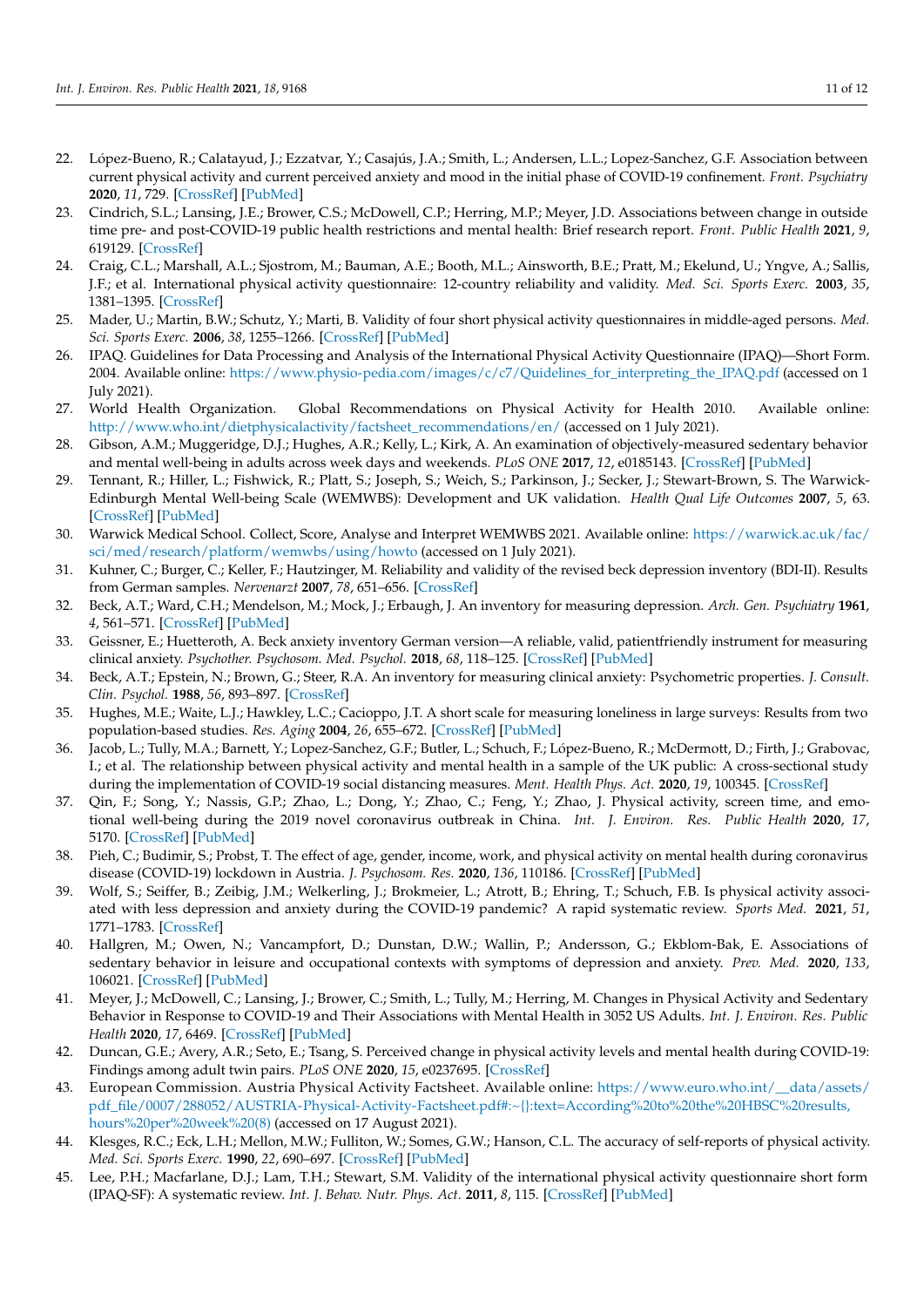22. López-Bueno, R.; Calatayud, J.; Ezzatvar, Y.; Casajús, J.A.; Smith, L.; Andersen, L.L.; Lopez-Sanchez, G.F. Association between current physical activity and current perceived anxiety and mood in the initial phase of COVID-19 confinement. *Front. Psychiatry* **2020**, *11*, 729. [CrossRef] [PubMed]
23. Cindrich, S.L.; Lansing, J.E.; Brower, C.S.; McDowell, C.P.; Herring, M.P.; Meyer, J.D. Associations between change in outside time pre- and post-COVID-19 public health restrictions and mental health: Brief research report. *Front. Public Health* **2021**, *9*, 619129. [CrossRef]
24. Craig, C.L.; Marshall, A.L.; Sjostrom, M.; Bauman, A.E.; Booth, M.L.; Ainsworth, B.E.; Pratt, M.; Ekelund, U.; Yngve, A.; Sallis, J.F.; et al. International physical activity questionnaire: 12-country reliability and validity. *Med. Sci. Sports Exerc.* **2003**, *35*, 1381–1395. [CrossRef]
25. Mader, U.; Martin, B.W.; Schutz, Y.; Marti, B. Validity of four short physical activity questionnaires in middle-aged persons. *Med. Sci. Sports Exerc.* **2006**, *38*, 1255–1266. [CrossRef] [PubMed]
26. IPAQ. Guidelines for Data Processing and Analysis of the International Physical Activity Questionnaire (IPAQ)—Short Form. 2004. Available online: https://www.physio-pedia.com/images/c/c7/Quidelines_for_interpreting_the_IPAQ.pdf (accessed on 1 July 2021).
27. World Health Organization. Global Recommendations on Physical Activity for Health 2010. Available online: http://www.who.int/dietphysicalactivity/factsheet_recommendations/en/ (accessed on 1 July 2021).
28. Gibson, A.M.; Muggeridge, D.J.; Hughes, A.R.; Kelly, L.; Kirk, A. An examination of objectively-measured sedentary behavior and mental well-being in adults across week days and weekends. *PLoS ONE* **2017**, *12*, e0185143. [CrossRef] [PubMed]
29. Tennant, R.; Hiller, L.; Fishwick, R.; Platt, S.; Joseph, S.; Weich, S.; Parkinson, J.; Secker, J.; Stewart-Brown, S. The Warwick-Edinburgh Mental Well-being Scale (WEMWBS): Development and UK validation. *Health Qual Life Outcomes* **2007**, *5*, 63. [CrossRef] [PubMed]
30. Warwick Medical School. Collect, Score, Analyse and Interpret WEMWBS 2021. Available online: https://warwick.ac.uk/fac/sci/med/research/platform/wemwbs/using/howto (accessed on 1 July 2021).
31. Kuhner, C.; Burger, C.; Keller, F.; Hautzinger, M. Reliability and validity of the revised beck depression inventory (BDI-II). Results from German samples. *Nervenarzt* **2007**, *78*, 651–656. [CrossRef]
32. Beck, A.T.; Ward, C.H.; Mendelson, M.; Mock, J.; Erbaugh, J. An inventory for measuring depression. *Arch. Gen. Psychiatry* **1961**, *4*, 561–571. [CrossRef] [PubMed]
33. Geissner, E.; Huetteroth, A. Beck anxiety inventory German version—A reliable, valid, patientfriendly instrument for measuring clinical anxiety. *Psychother. Psychosom. Med. Psychol.* **2018**, *68*, 118–125. [CrossRef] [PubMed]
34. Beck, A.T.; Epstein, N.; Brown, G.; Steer, R.A. An inventory for measuring clinical anxiety: Psychometric properties. *J. Consult. Clin. Psychol.* **1988**, *56*, 893–897. [CrossRef]
35. Hughes, M.E.; Waite, L.J.; Hawkley, L.C.; Cacioppo, J.T. A short scale for measuring loneliness in large surveys: Results from two population-based studies. *Res. Aging* **2004**, *26*, 655–672. [CrossRef] [PubMed]
36. Jacob, L.; Tully, M.A.; Barnett, Y.; Lopez-Sanchez, G.F.; Butler, L.; Schuch, F.; López-Bueno, R.; McDermott, D.; Firth, J.; Grabovac, I.; et al. The relationship between physical activity and mental health in a sample of the UK public: A cross-sectional study during the implementation of COVID-19 social distancing measures. *Ment. Health Phys. Act.* **2020**, *19*, 100345. [CrossRef]
37. Qin, F.; Song, Y.; Nassis, G.P.; Zhao, L.; Dong, Y.; Zhao, C.; Feng, Y.; Zhao, J. Physical activity, screen time, and emotional well-being during the 2019 novel coronavirus outbreak in China. *Int. J. Environ. Res. Public Health* **2020**, *17*, 5170. [CrossRef] [PubMed]
38. Pieh, C.; Budimir, S.; Probst, T. The effect of age, gender, income, work, and physical activity on mental health during coronavirus disease (COVID-19) lockdown in Austria. *J. Psychosom. Res.* **2020**, *136*, 110186. [CrossRef] [PubMed]
39. Wolf, S.; Seiffer, B.; Zeibig, J.M.; Welkerling, J.; Brokmeier, L.; Atrott, B.; Ehring, T.; Schuch, F.B. Is physical activity associated with less depression and anxiety during the COVID-19 pandemic? A rapid systematic review. *Sports Med.* **2021**, *51*, 1771–1783. [CrossRef]
40. Hallgren, M.; Owen, N.; Vancampfort, D.; Dunstan, D.W.; Wallin, P.; Andersson, G.; Ekblom-Bak, E. Associations of sedentary behavior in leisure and occupational contexts with symptoms of depression and anxiety. *Prev. Med.* **2020**, *133*, 106021. [CrossRef] [PubMed]
41. Meyer, J.; McDowell, C.; Lansing, J.; Brower, C.; Smith, L.; Tully, M.; Herring, M. Changes in Physical Activity and Sedentary Behavior in Response to COVID-19 and Their Associations with Mental Health in 3052 US Adults. *Int. J. Environ. Res. Public Health* **2020**, *17*, 6469. [CrossRef] [PubMed]
42. Duncan, G.E.; Avery, A.R.; Seto, E.; Tsang, S. Perceived change in physical activity levels and mental health during COVID-19: Findings among adult twin pairs. *PLoS ONE* **2020**, *15*, e0237695. [CrossRef]
43. European Commission. Austria Physical Activity Factsheet. Available online: https://www.euro.who.int/__data/assets/pdf_file/0007/288052/AUSTRIA-Physical-Activity-Factsheet.pdf#:~{}:text=According%20to%20the%20HBSC%20results,hours%20per%20week%20(8) (accessed on 17 August 2021).
44. Klesges, R.C.; Eck, L.H.; Mellon, M.W.; Fulliton, W.; Somes, G.W.; Hanson, C.L. The accuracy of self-reports of physical activity. *Med. Sci. Sports Exerc.* **1990**, *22*, 690–697. [CrossRef] [PubMed]
45. Lee, P.H.; Macfarlane, D.J.; Lam, T.H.; Stewart, S.M. Validity of the international physical activity questionnaire short form (IPAQ-SF): A systematic review. *Int. J. Behav. Nutr. Phys. Act.* **2011**, *8*, 115. [CrossRef] [PubMed]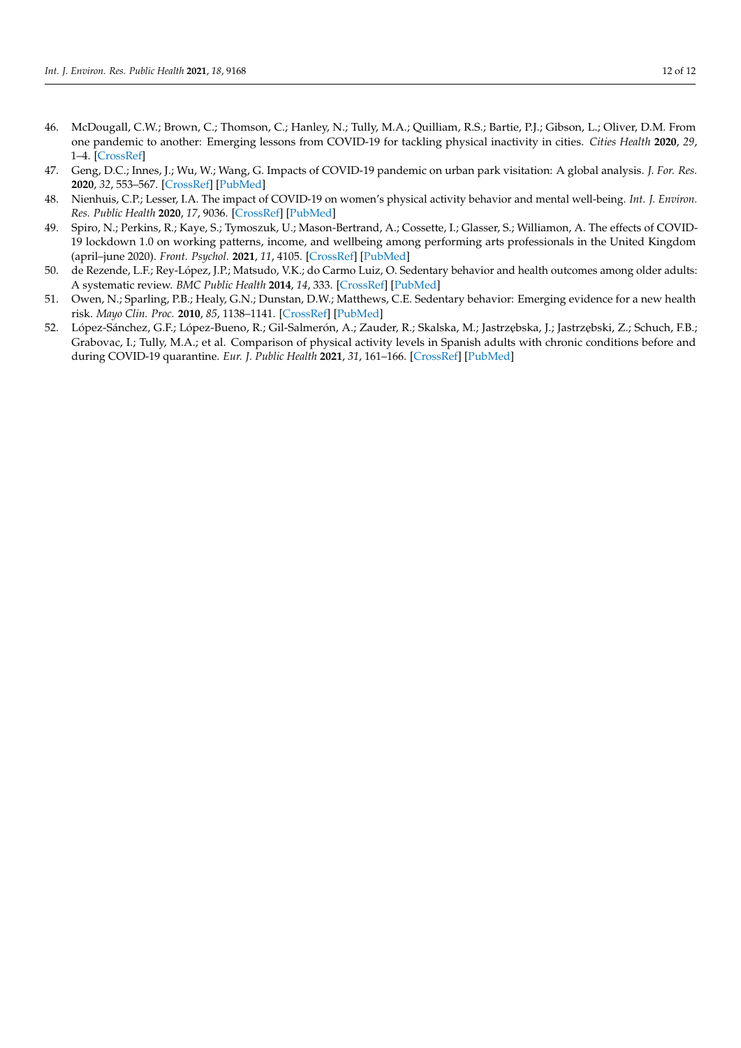46. McDougall, C.W.; Brown, C.; Thomson, C.; Hanley, N.; Tully, M.A.; Quilliam, R.S.; Bartie, P.J.; Gibson, L.; Oliver, D.M. From one pandemic to another: Emerging lessons from COVID-19 for tackling physical inactivity in cities. *Cities Health* **2020**, *29*, 1–4. [CrossRef]
47. Geng, D.C.; Innes, J.; Wu, W.; Wang, G. Impacts of COVID-19 pandemic on urban park visitation: A global analysis. *J. For. Res.* **2020**, *32*, 553–567. [CrossRef] [PubMed]
48. Nienhuis, C.P.; Lesser, I.A. The impact of COVID-19 on women's physical activity behavior and mental well-being. *Int. J. Environ. Res. Public Health* **2020**, *17*, 9036. [CrossRef] [PubMed]
49. Spiro, N.; Perkins, R.; Kaye, S.; Tymoszuk, U.; Mason-Bertrand, A.; Cossette, I.; Glasser, S.; Williamon, A. The effects of COVID-19 lockdown 1.0 on working patterns, income, and wellbeing among performing arts professionals in the United Kingdom (april–june 2020). *Front. Psychol.* **2021**, *11*, 4105. [CrossRef] [PubMed]
50. de Rezende, L.F.; Rey-López, J.P.; Matsudo, V.K.; do Carmo Luiz, O. Sedentary behavior and health outcomes among older adults: A systematic review. *BMC Public Health* **2014**, *14*, 333. [CrossRef] [PubMed]
51. Owen, N.; Sparling, P.B.; Healy, G.N.; Dunstan, D.W.; Matthews, C.E. Sedentary behavior: Emerging evidence for a new health risk. *Mayo Clin. Proc.* **2010**, *85*, 1138–1141. [CrossRef] [PubMed]
52. López-Sánchez, G.F.; López-Bueno, R.; Gil-Salmerón, A.; Zauder, R.; Skalska, M.; Jastrzębska, J.; Jastrzębski, Z.; Schuch, F.B.; Grabovac, I.; Tully, M.A.; et al. Comparison of physical activity levels in Spanish adults with chronic conditions before and during COVID-19 quarantine. *Eur. J. Public Health* **2021**, *31*, 161–166. [CrossRef] [PubMed]